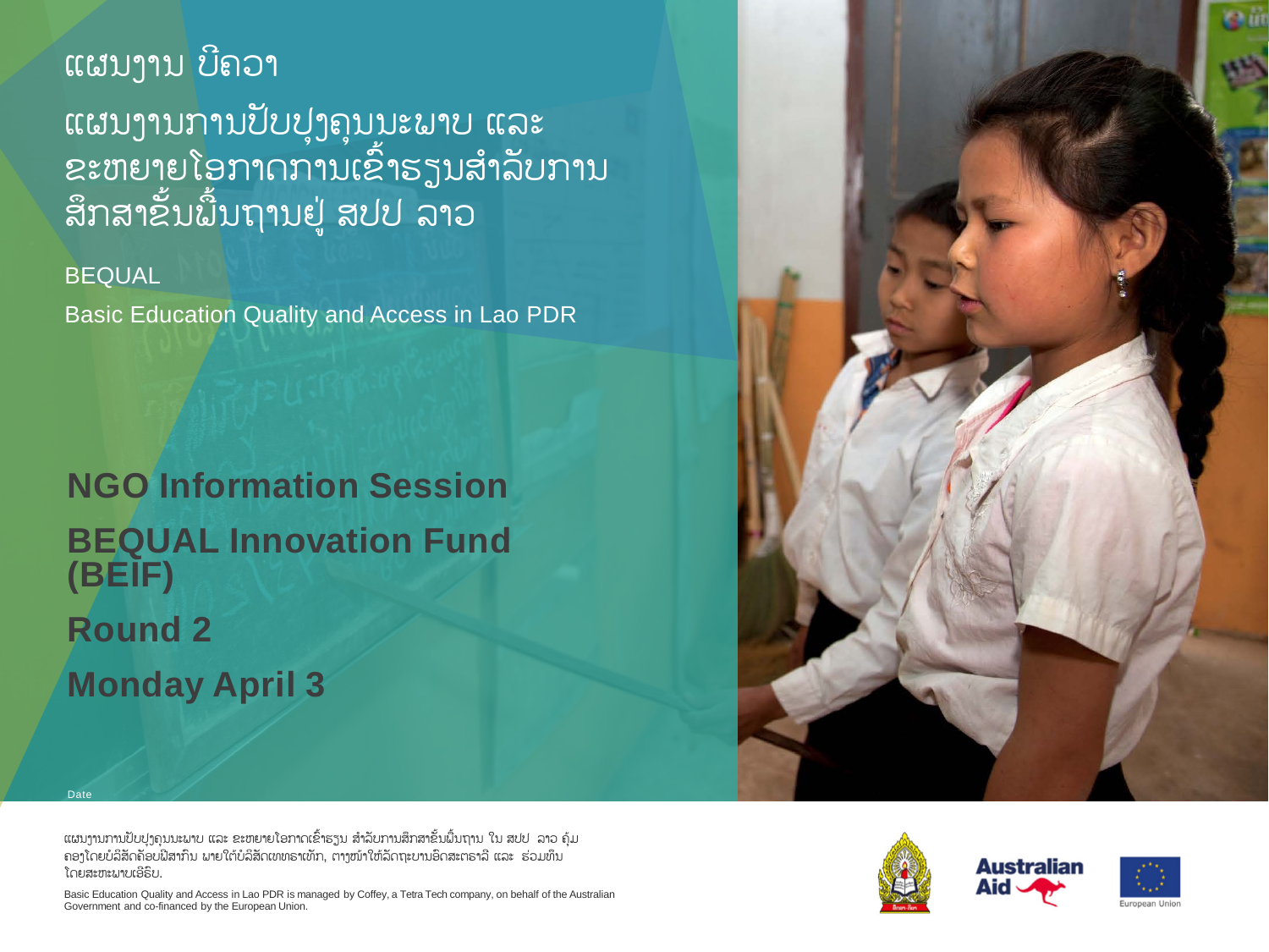ແຜນງານ ບີຄວາ

ແຜນງານການປັບປຸງຄຸນນະພາບ ແລະ ຂະຫຍາຍໂອກາດການເຂົ້າຮຽນສໍາລັບການສຶກສາຂັ້ນພື້ນຖານຢູ່ ສປປ ລາວ

BEQUAL

Basic Education Quality and Access in Lao PDR

# NGO Information Session

# BEQUAL Innovation Fund (BEIF)

# Round 2

# Monday April 3

Date

ແຜນງານການປັບປຸງຄຸນນະພາບ ແລະ ຂະຫຍາຍໂອກາດເຂົ້າຮຽນ ສໍາລັບການສຶກສາຂັ້ນພື້ນຖານ ໃນ ສປປ ລາວ ຄຸ້ມຄອງໂດຍບໍລິສັດຄັອບຟີສາກົນ ພາຍໃຕ້ບໍລິສັດເທທຣາເທັກ, ຕາງໜ້າໃຫ້ລັດຖະບານອົດສະຕຣາລີ ແລະ ຮ່ວມທຶນໂດຍສະຫະພາບເອີຣົບ.

Basic Education Quality and Access in Lao PDR is managed by Coffey, a Tetra Tech company, on behalf of the Australian Government and co-financed by the European Union.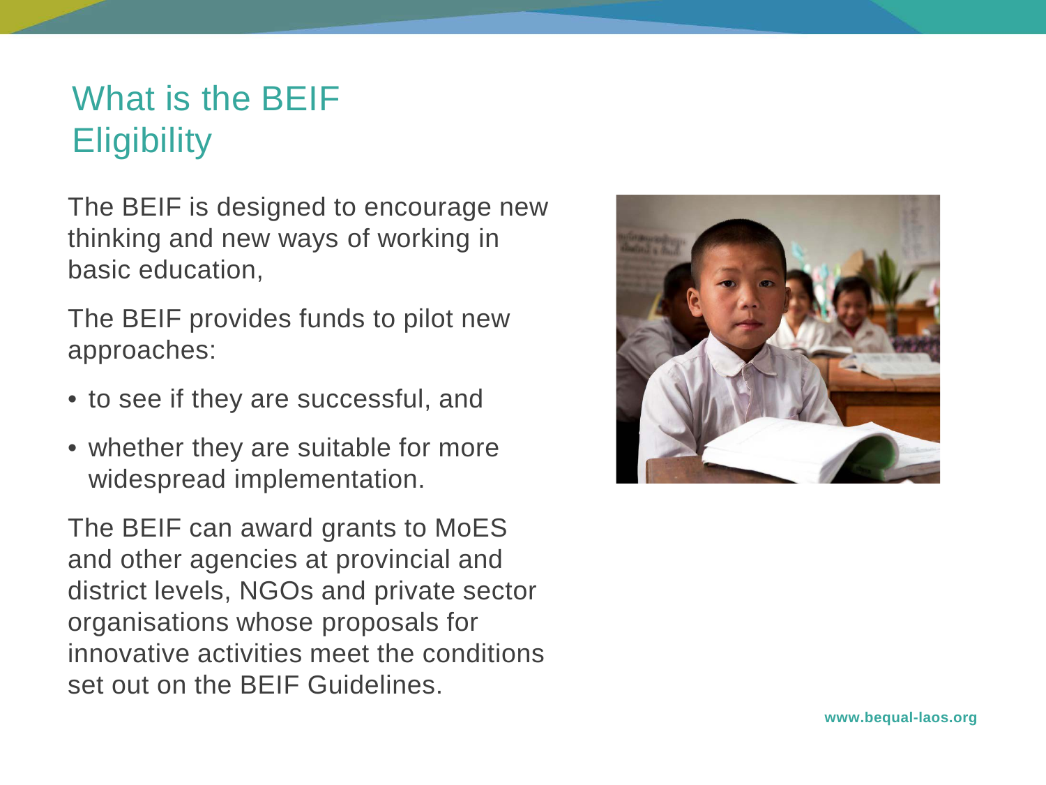# What is the BEIF Eligibility

The BEIF is designed to encourage new thinking and new ways of working in basic education,

The BEIF provides funds to pilot new approaches:

- to see if they are successful, and
- whether they are suitable for more widespread implementation.

The BEIF can award grants to MoES and other agencies at provincial and district levels, NGOs and private sector organisations whose proposals for innovative activities meet the conditions set out on the BEIF Guidelines.

www.bequal-laos.org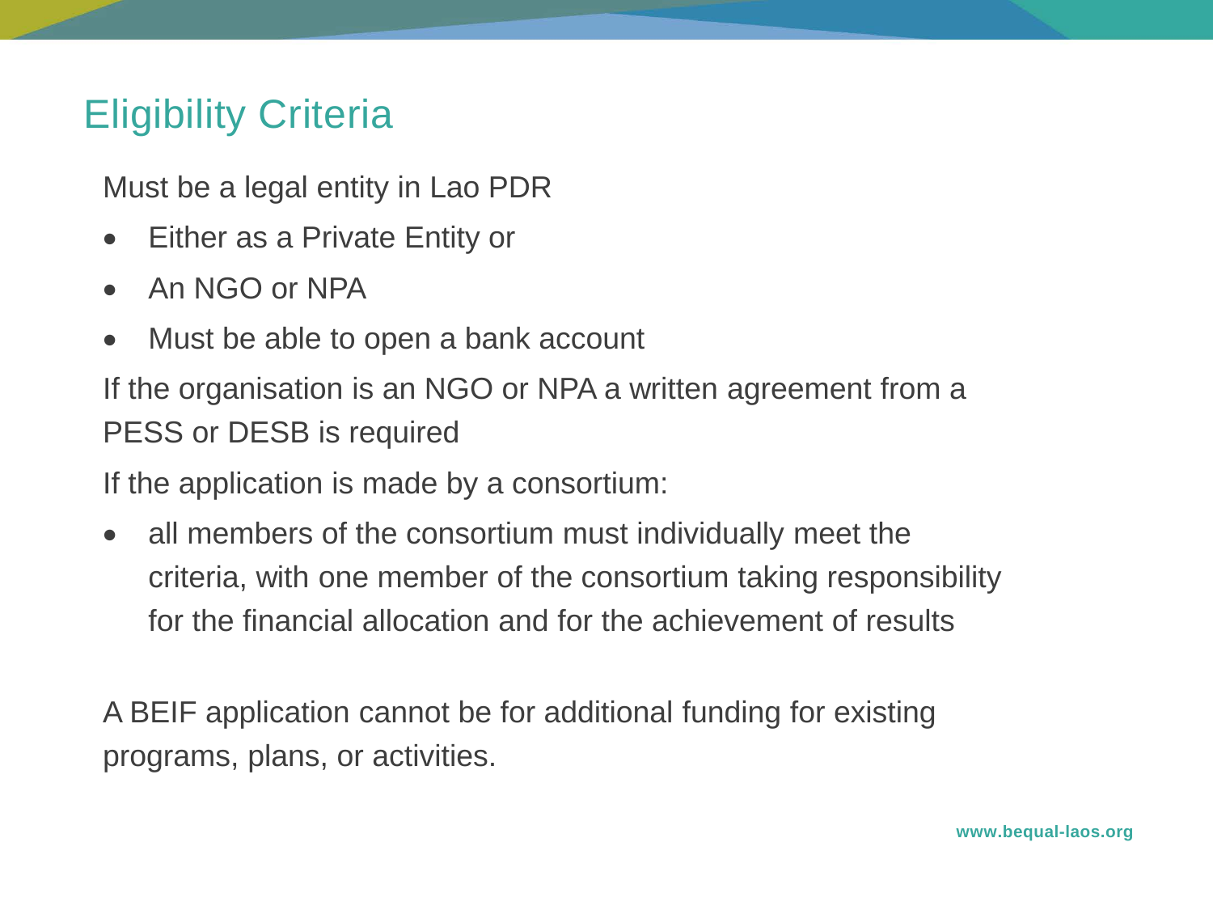# Eligibility Criteria

Must be a legal entity in Lao PDR

- Either as a Private Entity or
- An NGO or NPA
- Must be able to open a bank account

If the organisation is an NGO or NPA a written agreement from a PESS or DESB is required

If the application is made by a consortium:

- all members of the consortium must individually meet the criteria, with one member of the consortium taking responsibility for the financial allocation and for the achievement of results

A BEIF application cannot be for additional funding for existing programs, plans, or activities.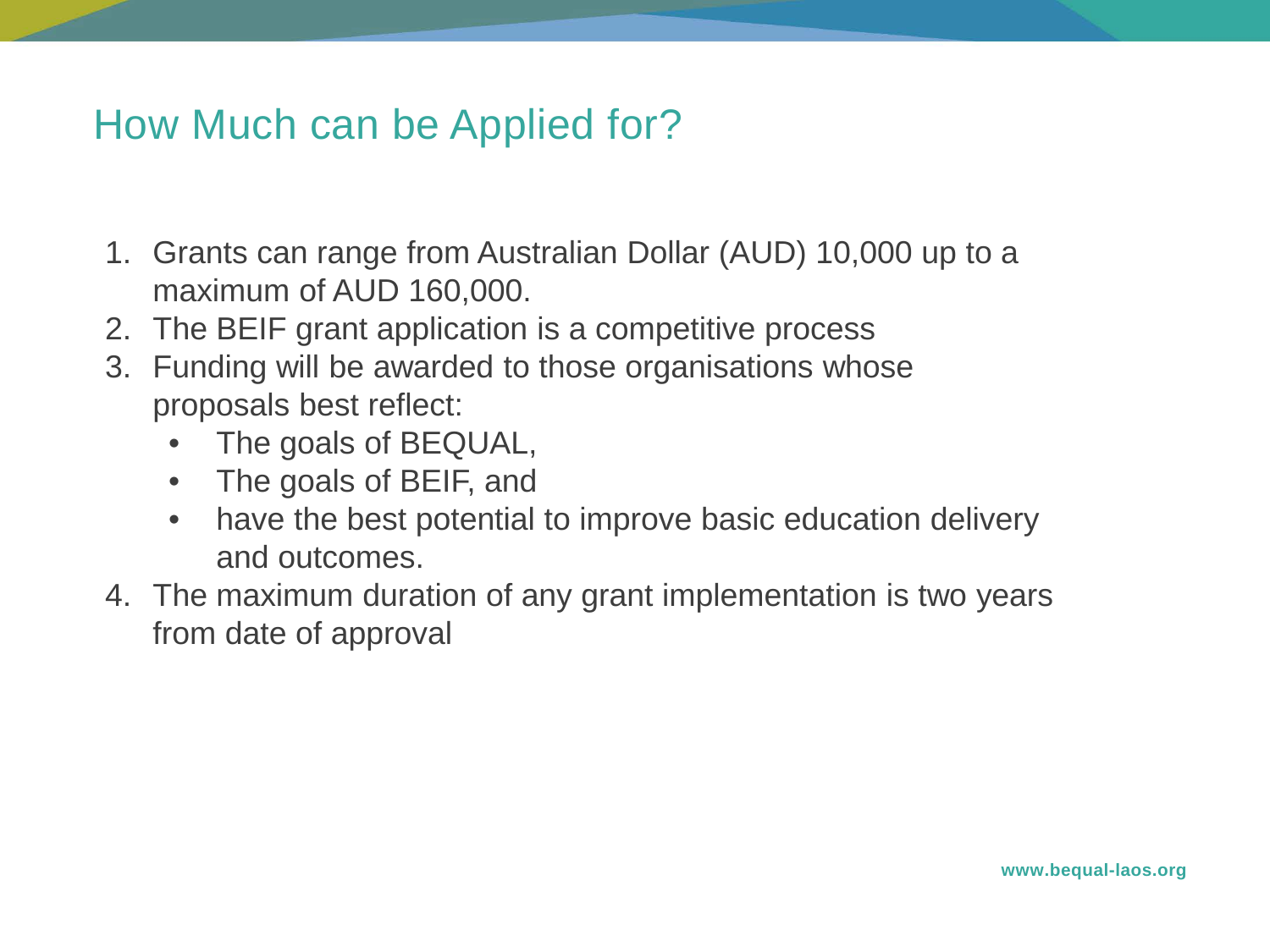# How Much can be Applied for?

1. Grants can range from Australian Dollar (AUD) 10,000 up to a maximum of AUD 160,000.
2. The BEIF grant application is a competitive process
3. Funding will be awarded to those organisations whose proposals best reflect:
   - The goals of BEQUAL,
   - The goals of BEIF, and
   - have the best potential to improve basic education delivery and outcomes.
4. The maximum duration of any grant implementation is two years from date of approval

www.bequal-laos.org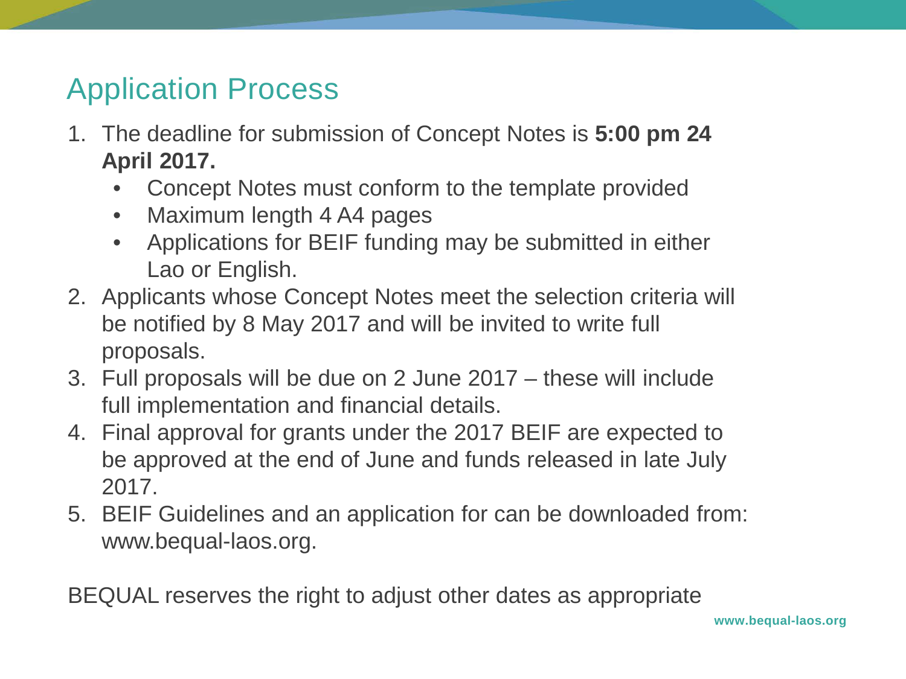## Application Process

1. The deadline for submission of Concept Notes is **5:00 pm 24 April 2017.**
    - Concept Notes must conform to the template provided
    - Maximum length 4 A4 pages
    - Applications for BEIF funding may be submitted in either Lao or English.
2. Applicants whose Concept Notes meet the selection criteria will be notified by 8 May 2017 and will be invited to write full proposals.
3. Full proposals will be due on 2 June 2017 – these will include full implementation and financial details.
4. Final approval for grants under the 2017 BEIF are expected to be approved at the end of June and funds released in late July 2017.
5. BEIF Guidelines and an application for can be downloaded from: www.bequal-laos.org.

BEQUAL reserves the right to adjust other dates as appropriate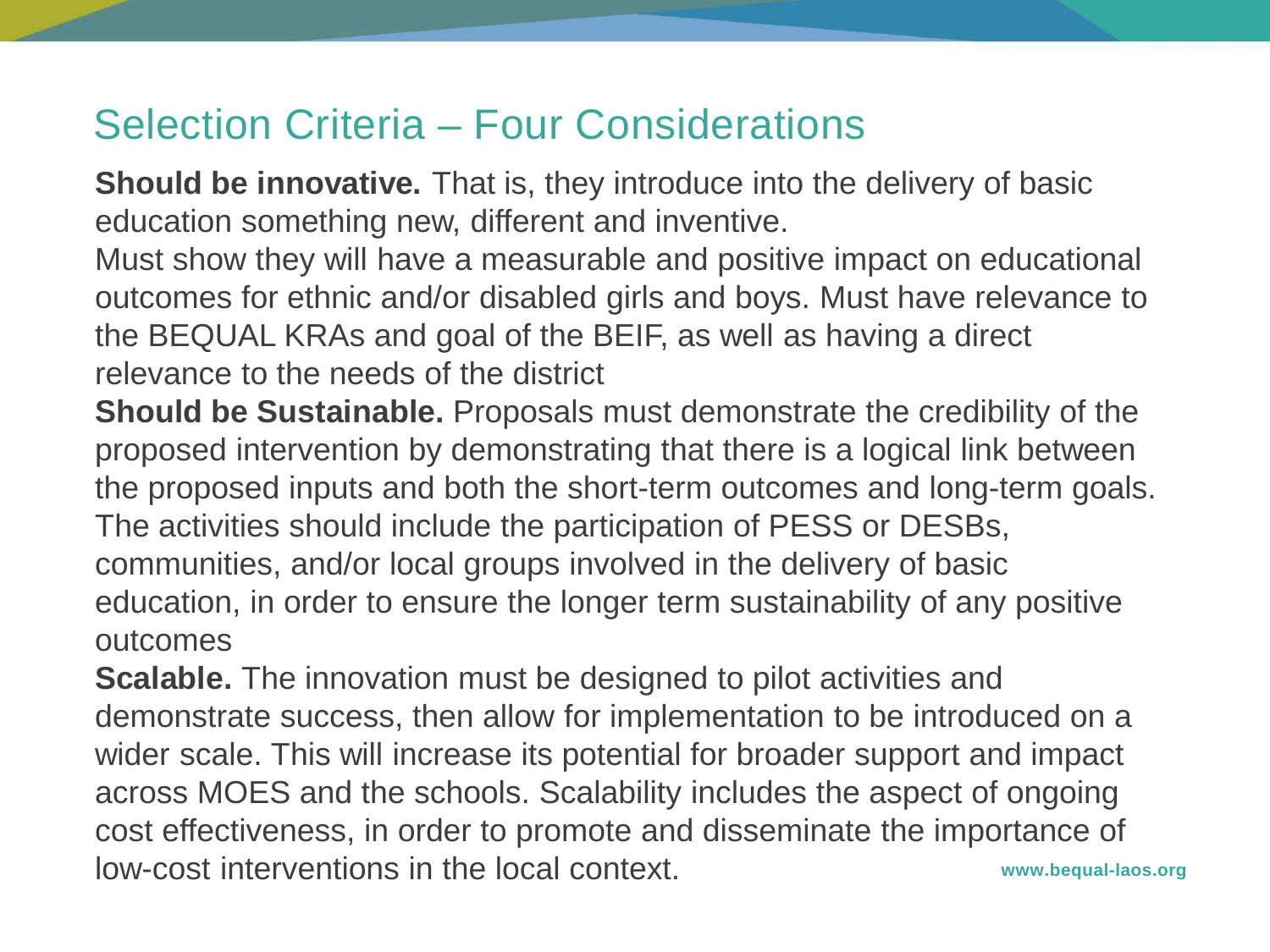## Selection Criteria – Four Considerations

**Should be innovative.** That is, they introduce into the delivery of basic education something new, different and inventive.

Must show they will have a measurable and positive impact on educational outcomes for ethnic and/or disabled girls and boys. Must have relevance to the BEQUAL KRAs and goal of the BEIF, as well as having a direct relevance to the needs of the district

**Should be Sustainable.** Proposals must demonstrate the credibility of the proposed intervention by demonstrating that there is a logical link between the proposed inputs and both the short-term outcomes and long-term goals. The activities should include the participation of PESS or DESBs, communities, and/or local groups involved in the delivery of basic education, in order to ensure the longer term sustainability of any positive outcomes

**Scalable.** The innovation must be designed to pilot activities and demonstrate success, then allow for implementation to be introduced on a wider scale. This will increase its potential for broader support and impact across MOES and the schools. Scalability includes the aspect of ongoing cost effectiveness, in order to promote and disseminate the importance of low-cost interventions in the local context.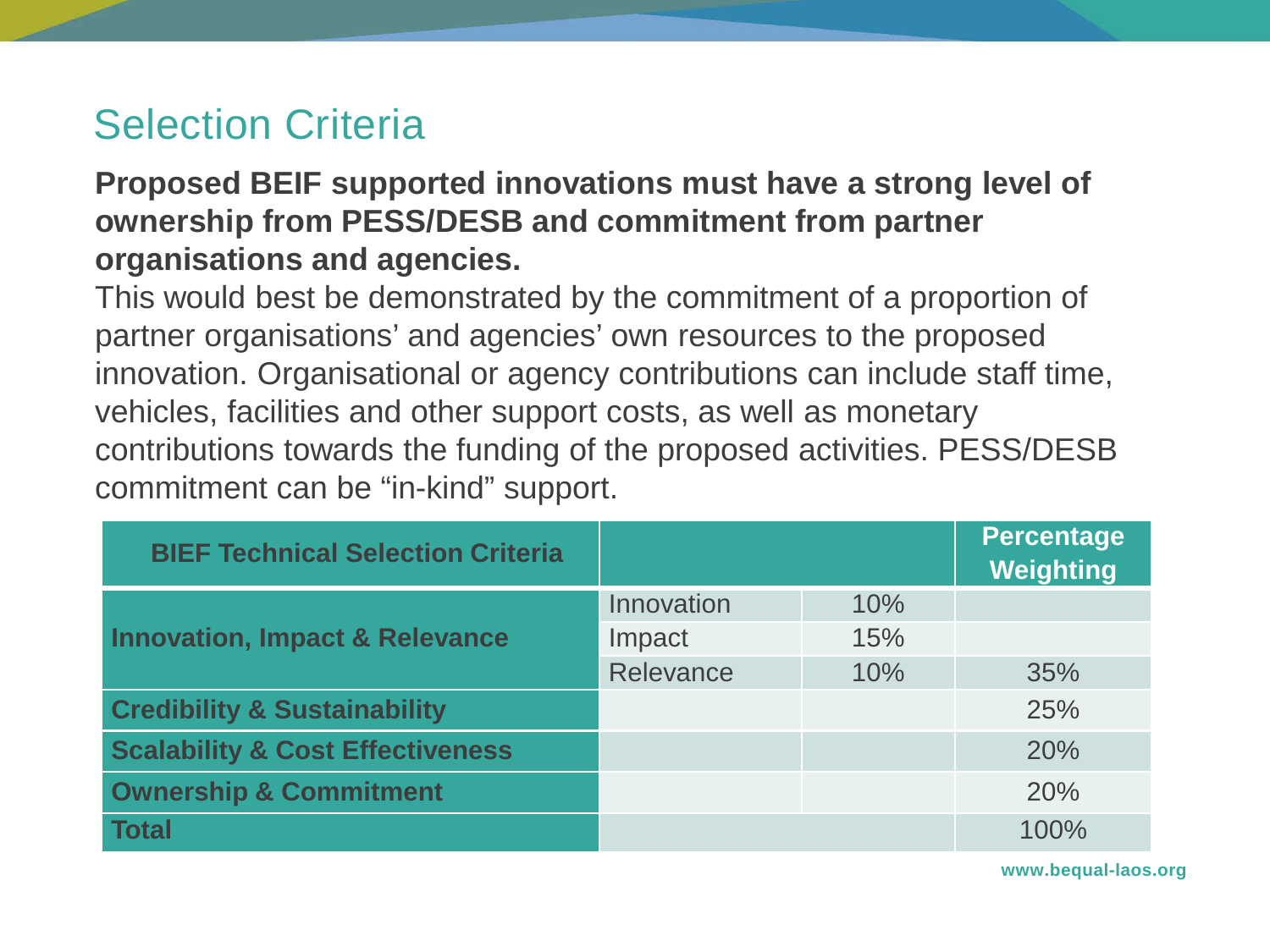# Selection Criteria

**Proposed BEIF supported innovations must have a strong level of ownership from PESS/DESB and commitment from partner organisations and agencies.**

This would best be demonstrated by the commitment of a proportion of partner organisations' and agencies' own resources to the proposed innovation. Organisational or agency contributions can include staff time, vehicles, facilities and other support costs, as well as monetary contributions towards the funding of the proposed activities. PESS/DESB commitment can be "in-kind" support.

| BIEF Technical Selection Criteria | | | Percentage Weighting |
|---|---|---|---|
| **Innovation, Impact & Relevance** | Innovation | 10% | |
| | Impact | 15% | |
| | Relevance | 10% | 35% |
| **Credibility & Sustainability** | | | 25% |
| **Scalability & Cost Effectiveness** | | | 20% |
| **Ownership & Commitment** | | | 20% |
| **Total** | | | 100% |

www.bequal-laos.org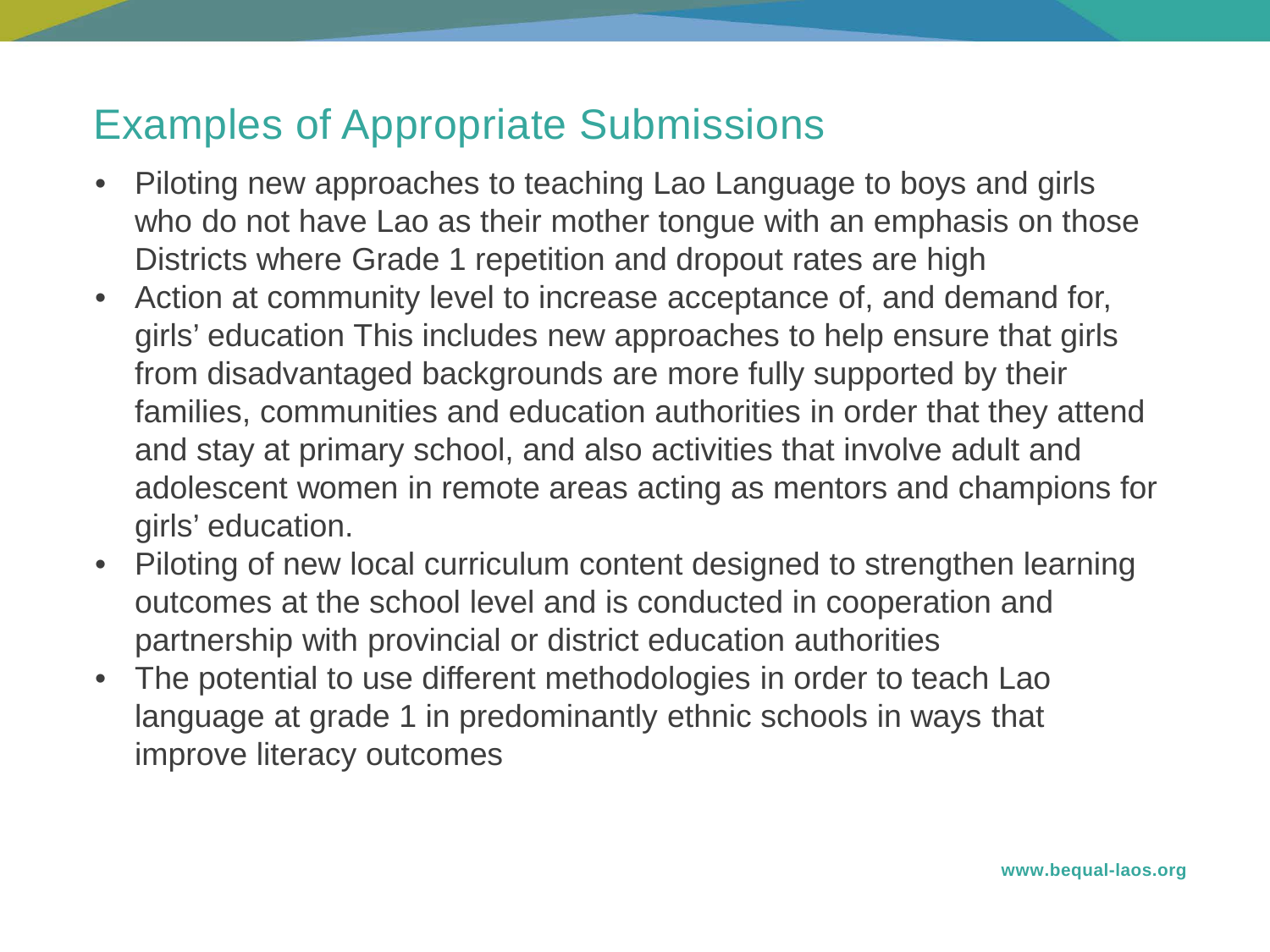# Examples of Appropriate Submissions

- Piloting new approaches to teaching Lao Language to boys and girls who do not have Lao as their mother tongue with an emphasis on those Districts where Grade 1 repetition and dropout rates are high
- Action at community level to increase acceptance of, and demand for, girls' education This includes new approaches to help ensure that girls from disadvantaged backgrounds are more fully supported by their families, communities and education authorities in order that they attend and stay at primary school, and also activities that involve adult and adolescent women in remote areas acting as mentors and champions for girls' education.
- Piloting of new local curriculum content designed to strengthen learning outcomes at the school level and is conducted in cooperation and partnership with provincial or district education authorities
- The potential to use different methodologies in order to teach Lao language at grade 1 in predominantly ethnic schools in ways that improve literacy outcomes

www.bequal-laos.org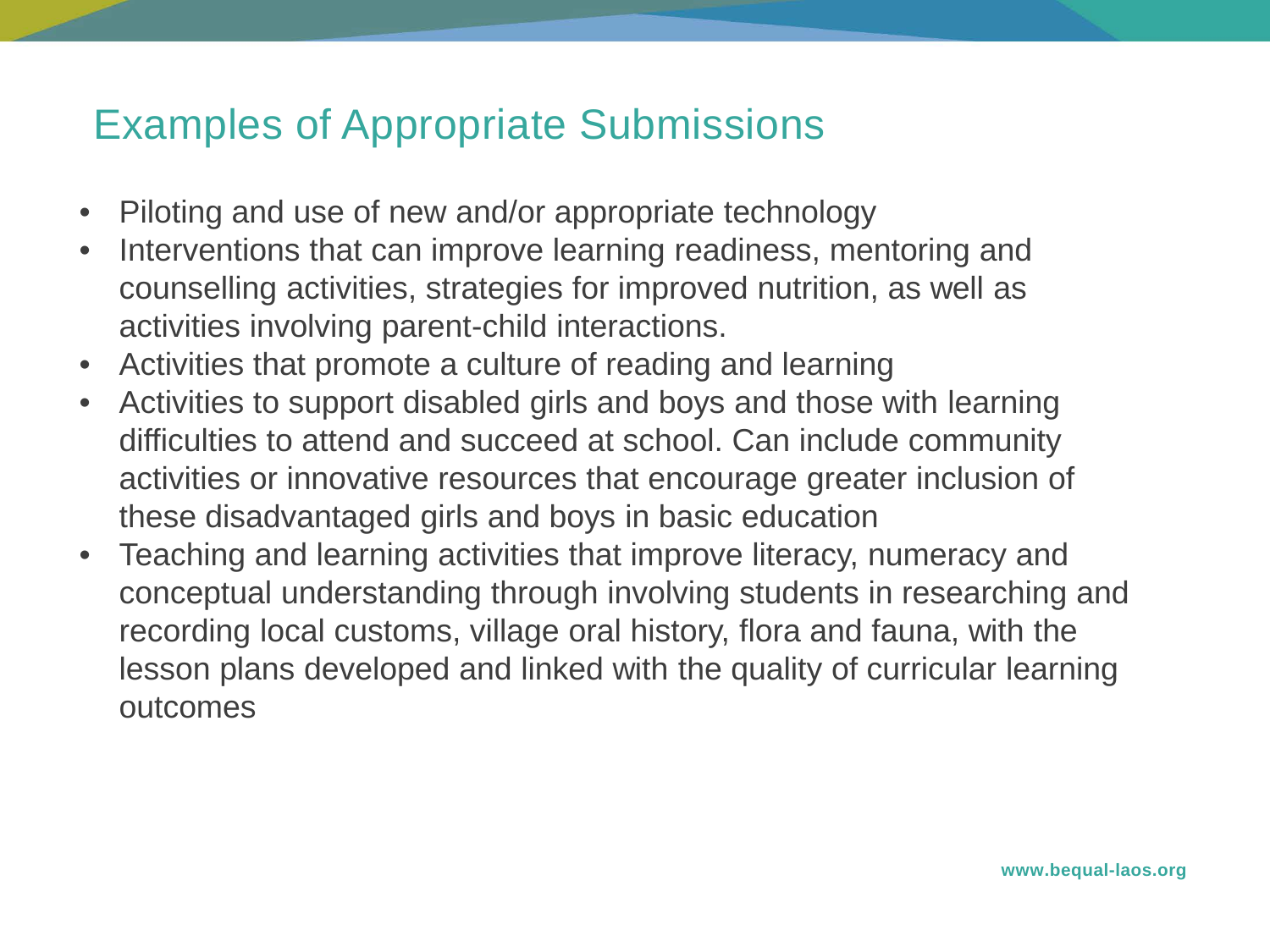# Examples of Appropriate Submissions

- Piloting and use of new and/or appropriate technology
- Interventions that can improve learning readiness, mentoring and counselling activities, strategies for improved nutrition, as well as activities involving parent-child interactions.
- Activities that promote a culture of reading and learning
- Activities to support disabled girls and boys and those with learning difficulties to attend and succeed at school. Can include community activities or innovative resources that encourage greater inclusion of these disadvantaged girls and boys in basic education
- Teaching and learning activities that improve literacy, numeracy and conceptual understanding through involving students in researching and recording local customs, village oral history, flora and fauna, with the lesson plans developed and linked with the quality of curricular learning outcomes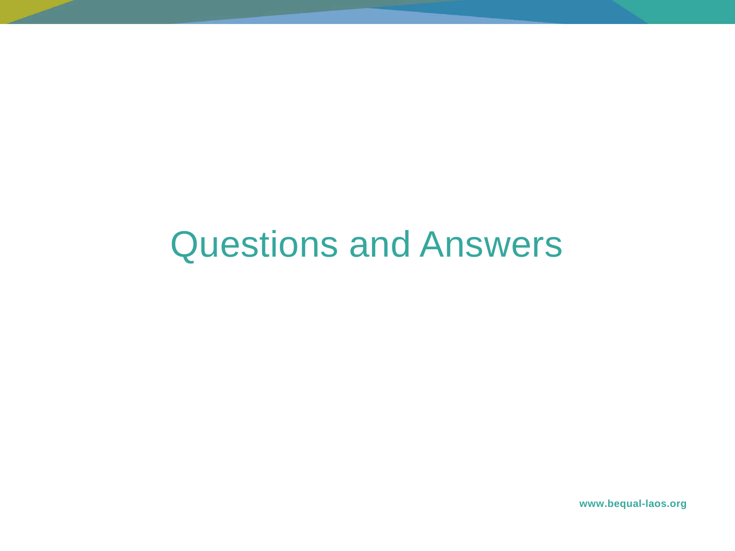# Questions and Answers

www.bequal-laos.org